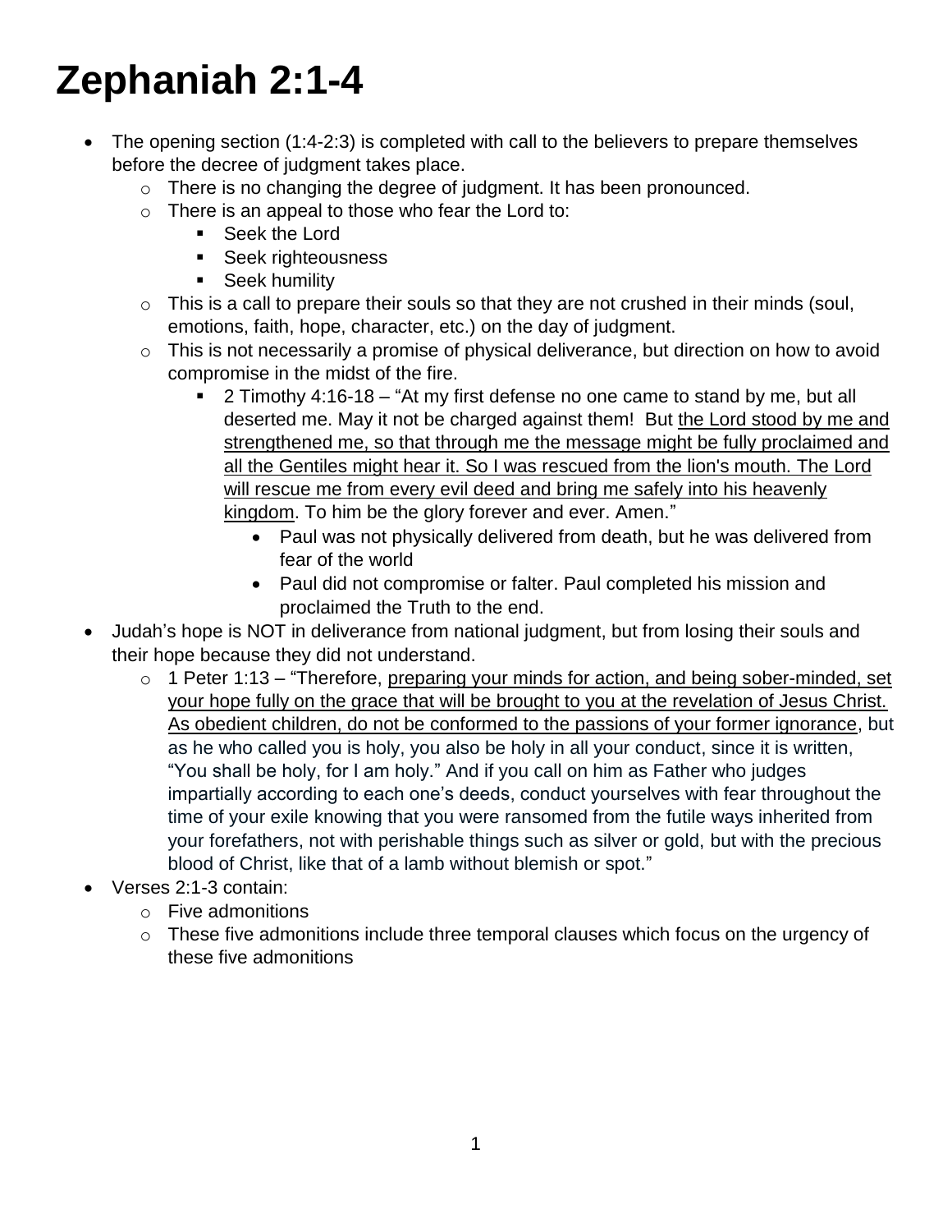# Zephaniah 2:1-4

- The opening section (1:4-2:3) is completed with call to the believers to prepare themselves before the decree of judgment takes place.
  - There is no changing the degree of judgment. It has been pronounced.
  - There is an appeal to those who fear the Lord to:
    - Seek the Lord
    - Seek righteousness
    - Seek humility
  - This is a call to prepare their souls so that they are not crushed in their minds (soul, emotions, faith, hope, character, etc.) on the day of judgment.
  - This is not necessarily a promise of physical deliverance, but direction on how to avoid compromise in the midst of the fire.
    - 2 Timothy 4:16-18 – "At my first defense no one came to stand by me, but all deserted me. May it not be charged against them! But <u>the Lord stood by me and strengthened me, so that through me the message might be fully proclaimed and all the Gentiles might hear it. So I was rescued from the lion's mouth. The Lord will rescue me from every evil deed and bring me safely into his heavenly kingdom</u>. To him be the glory forever and ever. Amen."
      - Paul was not physically delivered from death, but he was delivered from fear of the world
      - Paul did not compromise or falter. Paul completed his mission and proclaimed the Truth to the end.
- Judah's hope is NOT in deliverance from national judgment, but from losing their souls and their hope because they did not understand.
  - 1 Peter 1:13 – "Therefore, <u>preparing your minds for action, and being sober-minded, set your hope fully on the grace that will be brought to you at the revelation of Jesus Christ. As obedient children, do not be conformed to the passions of your former ignorance</u>, but as he who called you is holy, you also be holy in all your conduct, since it is written, "You shall be holy, for I am holy." And if you call on him as Father who judges impartially according to each one's deeds, conduct yourselves with fear throughout the time of your exile knowing that you were ransomed from the futile ways inherited from your forefathers, not with perishable things such as silver or gold, but with the precious blood of Christ, like that of a lamb without blemish or spot."
- Verses 2:1-3 contain:
  - Five admonitions
  - These five admonitions include three temporal clauses which focus on the urgency of these five admonitions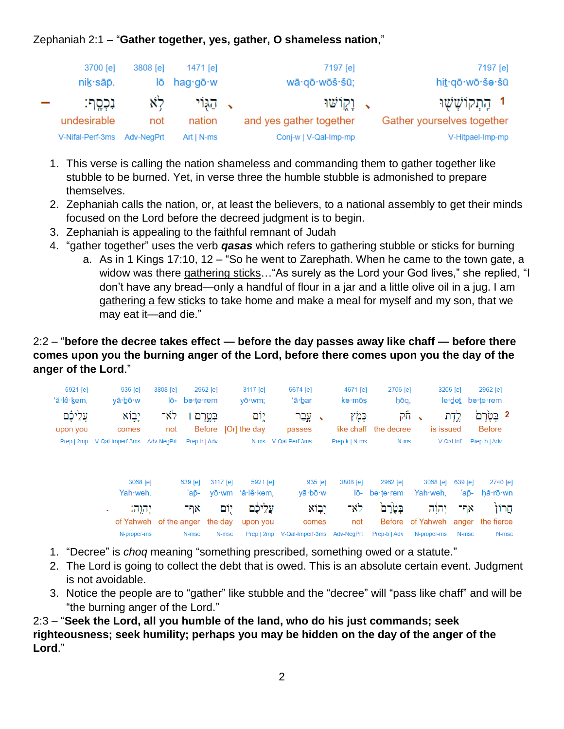Zephaniah 2:1 – "**Gather together, yes, gather, O shameless nation**,"

| 3700 [e] | 3808 [e] | 1471 [e] | 7197 [e] | 7197 [e] |
|---|---|---|---|---|
| niḵ·sāp̄. | lō | hag·gō·w | wā·qō·wōš·šū; | hiṯ·qō·wō·šə·šū |
| נִכְסָֽף׃ | לֹ֥א | הַגּ֖וֹי | וָק֑וֹשּׁוּ | הִֽתְקוֹשְׁשׁ֖וּ 1 |
| undesirable | not | nation | and yes gather together | Gather yourselves together |
| V-Nifal-Perf-3ms | Adv-NegPrt | Art \| N-ms | Conj-w \| V-Qal-Imp-mp | V-Hitpael-Imp-mp |

1. This verse is calling the nation shameless and commanding them to gather together like stubble to be burned. Yet, in verse three the humble stubble is admonished to prepare themselves.
2. Zephaniah calls the nation, or, at least the believers, to a national assembly to get their minds focused on the Lord before the decreed judgment is to begin.
3. Zephaniah is appealing to the faithful remnant of Judah
4. "gather together" uses the verb ***qasas*** which refers to gathering stubble or sticks for burning
   a. As in 1 Kings 17:10, 12 – "So he went to Zarephath. When he came to the town gate, a widow was there gathering sticks…"As surely as the Lord your God lives," she replied, "I don't have any bread—only a handful of flour in a jar and a little olive oil in a jug. I am gathering a few sticks to take home and make a meal for myself and my son, that we may eat it—and die."

2:2 – "**before the decree takes effect — before the day passes away like chaff — before there comes upon you the burning anger of the Lord, before there comes upon you the day of the anger of the Lord**."

| 5921 [e] | 935 [e] | 3808 [e] | 2962 [e] | 3117 [e] | 5674 [e] | 4671 [e] | 2706 [e] | 3205 [e] | 2962 [e] |
|---|---|---|---|---|---|---|---|---|---|
| ‘ă·lê·ḵem, | yā·ḇō·w | lō- | bə·ṭe·rem | yō·wm; | ‘ā·ḇar | kə·mōṣ | ḥōq, | le·ḏeṯ | bə·ṭe·rem |
| עֲלֵיכֶ֗ם | יָב֣וֹא | לֹא־ | בְּטֶ֣רֶם ׀ | י֑וֹם | עָ֖בַר | כְּמֹ֣ץ | חֹ֔ק | לֶ֣דֶת | בְּטֶ֙רֶם֙ 2 |
| upon you | comes | not | Before | [Or] the day | passes | like chaff | the decree | is issued | Before |
| Prep \| 2mp | V-Qal-Imperf-3ms | Adv-NegPrt | Prep-b \| Adv | N-ms | V-Qal-Perf-3ms | Prep-k \| N-ms | N-ms | V-Qal-Inf | Prep-b \| Adv |

| 3068 [e] | 639 [e] | 3117 [e] | 5921 [e] | 935 [e] | 3808 [e] | 2962 [e] | 3068 [e] | 639 [e] | 2740 [e] |
|---|---|---|---|---|---|---|---|---|---|
| Yah·weh. | ’ap̄- | yō·wm | ‘ă·lê·ḵem, | yā·ḇō·w | lō- | be·ṭe·rem | Yah·weh, | ’ap̄- | ḥă·rō·wn |
| יְהוָֽה׃ | אַף־ | י֥וֹם | עֲלֵיכֶ֔ם | יָב֣וֹא | לֹא־ | בְּטֶ֙רֶם֙ | יְהוָ֔ה | אַף־ | חֲר֣וֹן |
| of Yahweh | of the anger | the day | upon you | comes | not | Before | of Yahweh | anger | the fierce |
| N-proper-ms | N-msc | N-msc | Prep \| 2mp | V-Qal-Imperf-3ms | Adv-NegPrt | Prep-b \| Adv | N-proper-ms | N-msc | N-msc |

1. "Decree" is *choq* meaning "something prescribed, something owed or a statute."
2. The Lord is going to collect the debt that is owed. This is an absolute certain event. Judgment is not avoidable.
3. Notice the people are to "gather" like stubble and the "decree" will "pass like chaff" and will be "the burning anger of the Lord."

2:3 – "**Seek the Lord, all you humble of the land, who do his just commands; seek righteousness; seek humility; perhaps you may be hidden on the day of the anger of the Lord**."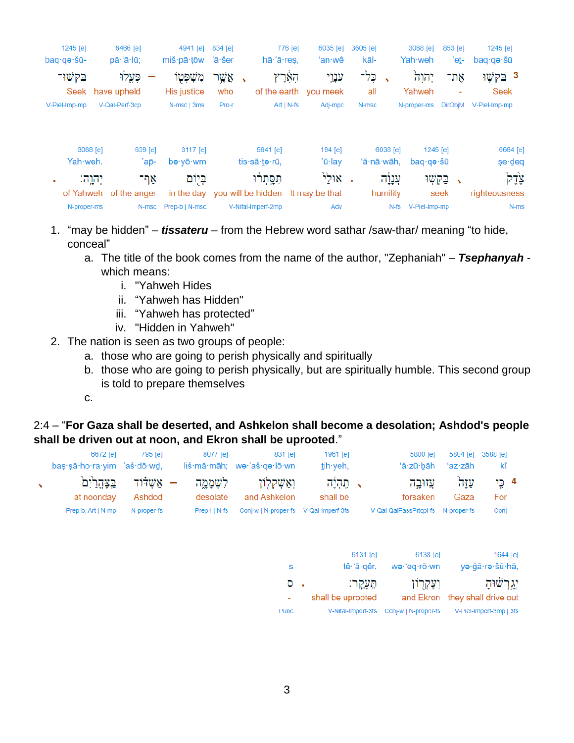| 1245 [e] | 6466 [e] | 4941 [e] | 834 [e] | 776 [e] | 6035 [e] | 3605 [e] | 3068 [e] | 853 [e] | 1245 [e] |
|---|---|---|---|---|---|---|---|---|---|
| baq·qə·šū- | pā·'ā·lū; | miš·pā·ṭōw | 'ă·šer | hā·'ā·reṣ, | 'an·wê | kāl- | Yah·weh | 'et- | baq·qə·šū |
| בַּקְּשׁוּ־ | פָּעָלוּ – | מִשְׁפָּטוֹ | אֲשֶׁר | הָאָרֶץ ، | עַנְוֵי | כָּל־ ، | יְהוָה | אֶת־ | בַּקְּשׁוּ 3 |
| Seek | have upheld | His justice | who | of the earth | you meek | all | Yahweh | - | Seek |
| V-Piel-Imp-mp | V-Qal-Perf-3cp | N-msc \| 3ms | Pro-r | Art \| N-fs | Adj-mpc | N-msc | N-proper-ms | DirObjM | V-Piel-Imp-mp |

| 3068 [e] | 639 [e] | 3117 [e] | 5641 [e] | 194 [e] | 6038 [e] | 1245 [e] | 6664 [e] |
|---|---|---|---|---|---|---|---|
| Yah·weh. | 'ap- | bə·yō·wm | tis·sā·tə·rū, | 'ū·lay | 'ă·nā·wāh, | baq·qə·šū | ṣe·deq |
| יְהוָה׃ . | אַף־ | בְּיוֹם | תִּסָּתְרוּ | אוּלַי . | עֲנָוָה | בַּקְּשׁוּ ، | צֶדֶק |
| of Yahweh | of the anger | in the day | you will be hidden | It may be that | humility | seek | righteousness |
| N-proper-ms | N-msc | Prep-b \| N-msc | V-Nifal-Imperf-2mp | Adv | N-fs | V-Piel-Imp-mp | N-ms |

1. "may be hidden" – ***tissateru*** – from the Hebrew word sathar /saw-thar/ meaning "to hide, conceal"
   a. The title of the book comes from the name of the author, "Zephaniah" – ***Tsephanyah*** - which means:
      i. "Yahweh Hides
      ii. "Yahweh has Hidden"
      iii. "Yahweh has protected"
      iv. "Hidden in Yahweh"
2. The nation is seen as two groups of people:
   a. those who are going to perish physically and spiritually
   b. those who are going to perish physically, but are spiritually humble. This second group is told to prepare themselves
   c.

2:4 – "**For Gaza shall be deserted, and Ashkelon shall become a desolation; Ashdod's people shall be driven out at noon, and Ekron shall be uprooted**."

| 6672 [e] | 795 [e] | 8077 [e] | 831 [e] | 1961 [e] | 5800 [e] | 5804 [e] | 3588 [e] |
|---|---|---|---|---|---|---|---|
| baṣ·ṣā·ho·ra·yim | 'aš·dō·wḏ, | liš·mā·māh; | wə·'aš·qə·lō·wn | ṯih·yeh, | 'ă·zū·ḇāh | 'az·zāh | kî |
| ، בַּצָּהֳרַיִם | אַשְׁדּוֹד – | לִשְׁמָמָה | וְאַשְׁקְלוֹן | תִּהְיֶה ، | עֲזוּבָה | עַזָּה | כִּי 4 |
| at noonday | Ashdod | desolate | and Ashkelon | shall be | forsaken | Gaza | For |
| Prep-b, Art \| N-mp | N-proper-fs | Prep-l \| N-fs | Conj-w \| N-proper-fs | V-Qal-Imperf-3fs | V-Qal-QalPassPrtcpl-fs | N-proper-fs | Conj |

| | 6131 [e] | 6138 [e] | 1644 [e] |
|---|---|---|---|
| s | tê·'ā·qêr. | wə·'eq·rō·wn | yə·ḡā·rə·šū·hā, |
| ס . | תֵּעָקֵר׃ | וְעֶקְרוֹן | יְגָרְשׁוּהָ |
| - | shall be uprooted | and Ekron | they shall drive out |
| Punc | V-Nifal-Imperf-3fs | Conj-w \| N-proper-fs | V-Piel-Imperf-3mp \| 3fs |